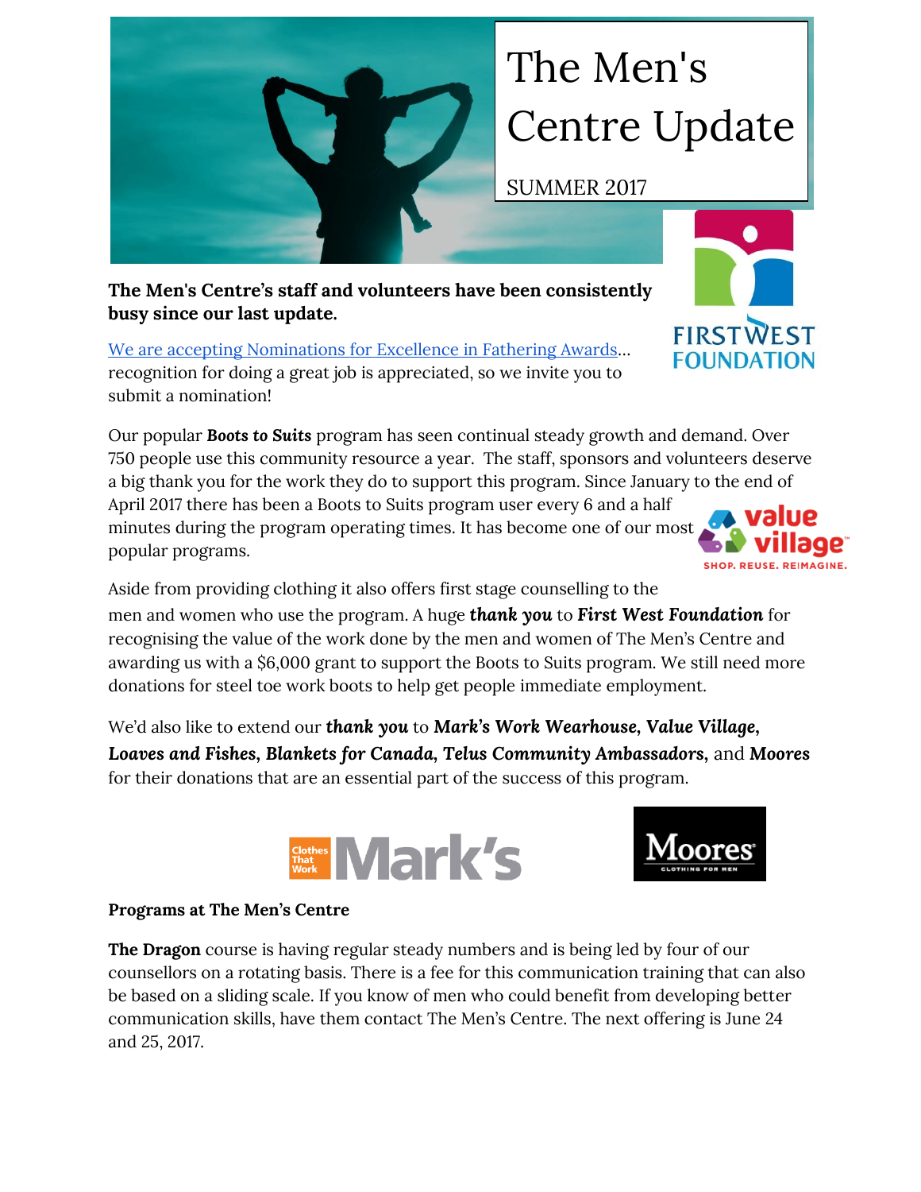# The Men's Centre Update

SUMMER 2017

**The Men's Centre's staff and volunteers have been consistently busy since our last update.**

We are accepting Nominations for Excellence in Fathering Awards… recognition for doing a great job is appreciated, so we invite you to submit a nomination!

Our popular ***Boots to Suits*** program has seen continual steady growth and demand. Over 750 people use this community resource a year. The staff, sponsors and volunteers deserve a big thank you for the work they do to support this program. Since January to the end of April 2017 there has been a Boots to Suits program user every 6 and a half minutes during the program operating times. It has become one of our most popular programs.

Aside from providing clothing it also offers first stage counselling to the men and women who use the program. A huge ***thank you*** to ***First West Foundation*** for recognising the value of the work done by the men and women of The Men's Centre and awarding us with a $6,000 grant to support the Boots to Suits program. We still need more donations for steel toe work boots to help get people immediate employment.

We'd also like to extend our ***thank you*** to ***Mark's Work Wearhouse***, ***Value Village***, ***Loaves and Fishes***, ***Blankets for Canada***, ***Telus Community Ambassadors***, and ***Moores*** for their donations that are an essential part of the success of this program.

**Programs at The Men's Centre**

**The Dragon** course is having regular steady numbers and is being led by four of our counsellors on a rotating basis. There is a fee for this communication training that can also be based on a sliding scale. If you know of men who could benefit from developing better communication skills, have them contact The Men's Centre. The next offering is June 24 and 25, 2017.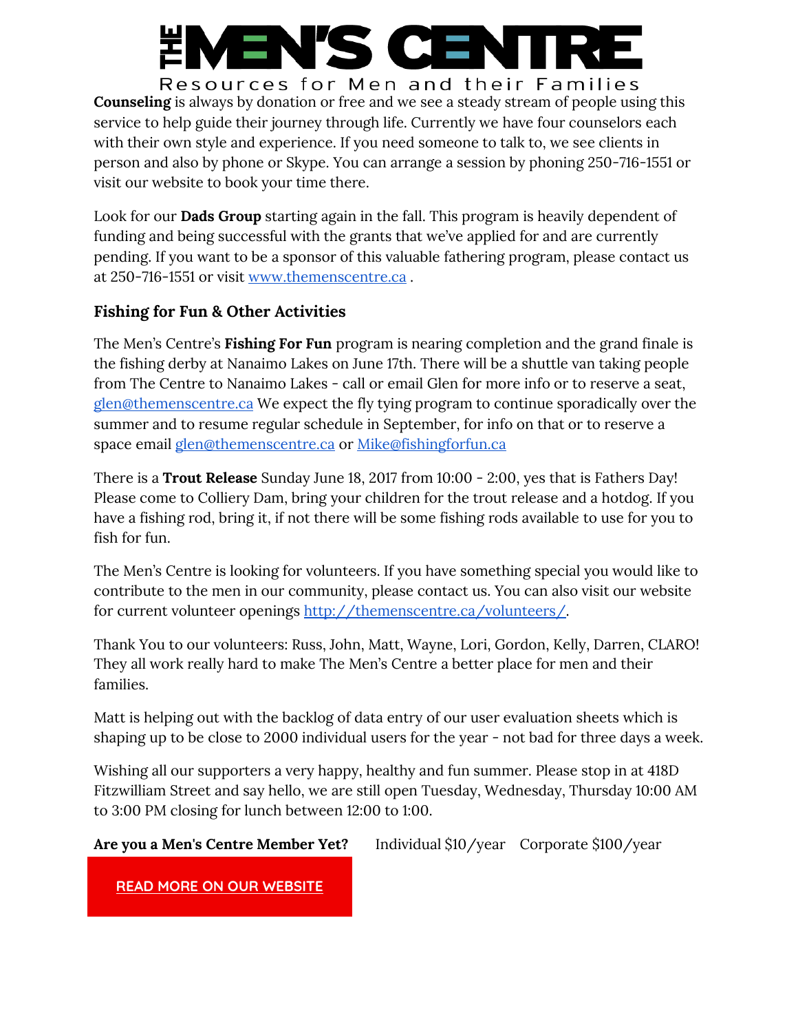# THE MEN'S CENTRE

Resources for Men and their Families

**Counseling** is always by donation or free and we see a steady stream of people using this service to help guide their journey through life. Currently we have four counselors each with their own style and experience. If you need someone to talk to, we see clients in person and also by phone or Skype. You can arrange a session by phoning 250-716-1551 or visit our website to book your time there.

Look for our **Dads Group** starting again in the fall. This program is heavily dependent of funding and being successful with the grants that we've applied for and are currently pending. If you want to be a sponsor of this valuable fathering program, please contact us at 250-716-1551 or visit www.themenscentre.ca .

### Fishing for Fun & Other Activities

The Men's Centre's **Fishing For Fun** program is nearing completion and the grand finale is the fishing derby at Nanaimo Lakes on June 17th. There will be a shuttle van taking people from The Centre to Nanaimo Lakes - call or email Glen for more info or to reserve a seat, glen@themenscentre.ca We expect the fly tying program to continue sporadically over the summer and to resume regular schedule in September, for info on that or to reserve a space email glen@themenscentre.ca or Mike@fishingforfun.ca

There is a **Trout Release** Sunday June 18, 2017 from 10:00 - 2:00, yes that is Fathers Day! Please come to Colliery Dam, bring your children for the trout release and a hotdog. If you have a fishing rod, bring it, if not there will be some fishing rods available to use for you to fish for fun.

The Men's Centre is looking for volunteers. If you have something special you would like to contribute to the men in our community, please contact us. You can also visit our website for current volunteer openings http://themenscentre.ca/volunteers/.

Thank You to our volunteers: Russ, John, Matt, Wayne, Lori, Gordon, Kelly, Darren, CLARO! They all work really hard to make The Men's Centre a better place for men and their families.

Matt is helping out with the backlog of data entry of our user evaluation sheets which is shaping up to be close to 2000 individual users for the year - not bad for three days a week.

Wishing all our supporters a very happy, healthy and fun summer. Please stop in at 418D Fitzwilliam Street and say hello, we are still open Tuesday, Wednesday, Thursday 10:00 AM to 3:00 PM closing for lunch between 12:00 to 1:00.

**Are you a Men's Centre Member Yet?** Individual $10/year Corporate $100/year

READ MORE ON OUR WEBSITE